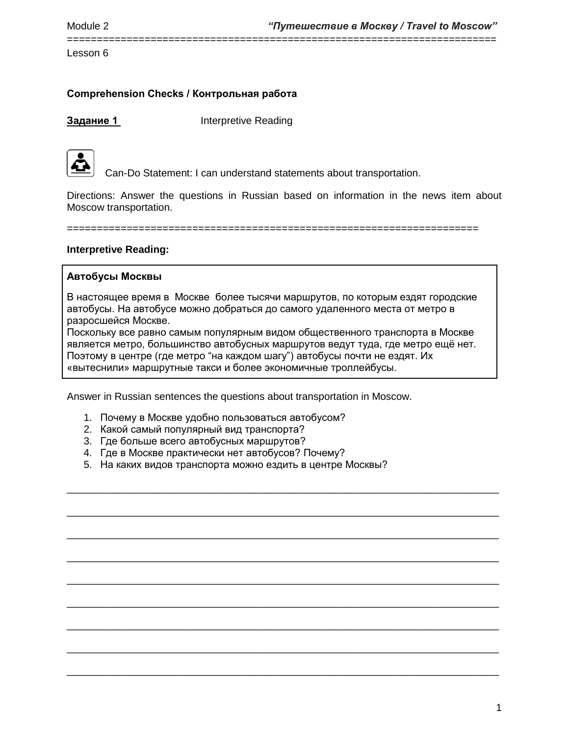Module 2 **_"Путешествие в Москву / Travel to Moscow"_**

=====================================================================

Lesson 6

**Comprehension Checks / Контрольная работа**

**<u>Задание 1</u>** Interpretive Reading

Can-Do Statement: I can understand statements about transportation.

Directions: Answer the questions in Russian based on information in the news item about Moscow transportation.

=====================================================================

**Interpretive Reading:**

> **Автобусы Москвы**
>
> В настоящее время в Москве более тысячи маршрутов, по которым ездят городские автобусы. На автобусе можно добраться до самого удаленного места от метро в разросшейся Москве.
> Поскольку все равно самым популярным видом общественного транспорта в Москве является метро, большинство автобусных маршрутов ведут туда, где метро ещё нет. Поэтому в центре (где метро "на каждом шагу") автобусы почти не ездят. Их «вытеснили» маршрутные такси и более экономичные троллейбусы.

Answer in Russian sentences the questions about transportation in Moscow.

1. Почему в Москве удобно пользоваться автобусом?
2. Какой самый популярный вид транспорта?
3. Где больше всего автобусных маршрутов?
4. Где в Москве практически нет автобусов? Почему?
5. На каких видов транспорта можно ездить в центре Москвы?

_____________________________________________________________________________

_____________________________________________________________________________

_____________________________________________________________________________

_____________________________________________________________________________

_____________________________________________________________________________

_____________________________________________________________________________

_____________________________________________________________________________

_____________________________________________________________________________

_____________________________________________________________________________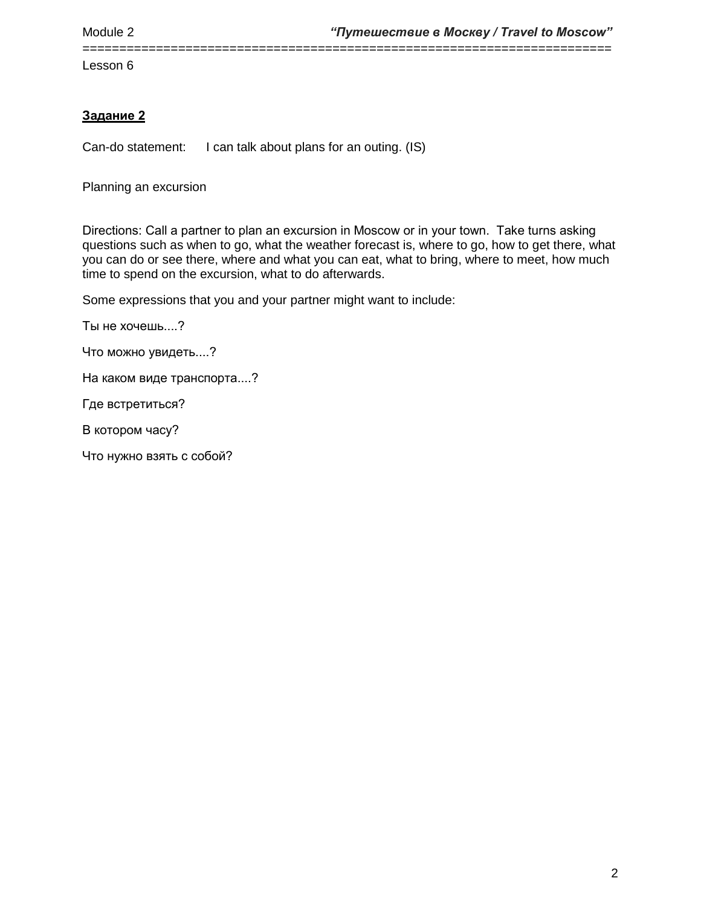Lesson 6

## Задание 2

Can-do statement: I can talk about plans for an outing. (IS)

Planning an excursion

Directions: Call a partner to plan an excursion in Moscow or in your town. Take turns asking questions such as when to go, what the weather forecast is, where to go, how to get there, what you can do or see there, where and what you can eat, what to bring, where to meet, how much time to spend on the excursion, what to do afterwards.

Some expressions that you and your partner might want to include:

Ты не хочешь....?

Что можно увидеть....?

На каком виде транспорта....?

Где встретиться?

В котором часу?

Что нужно взять с собой?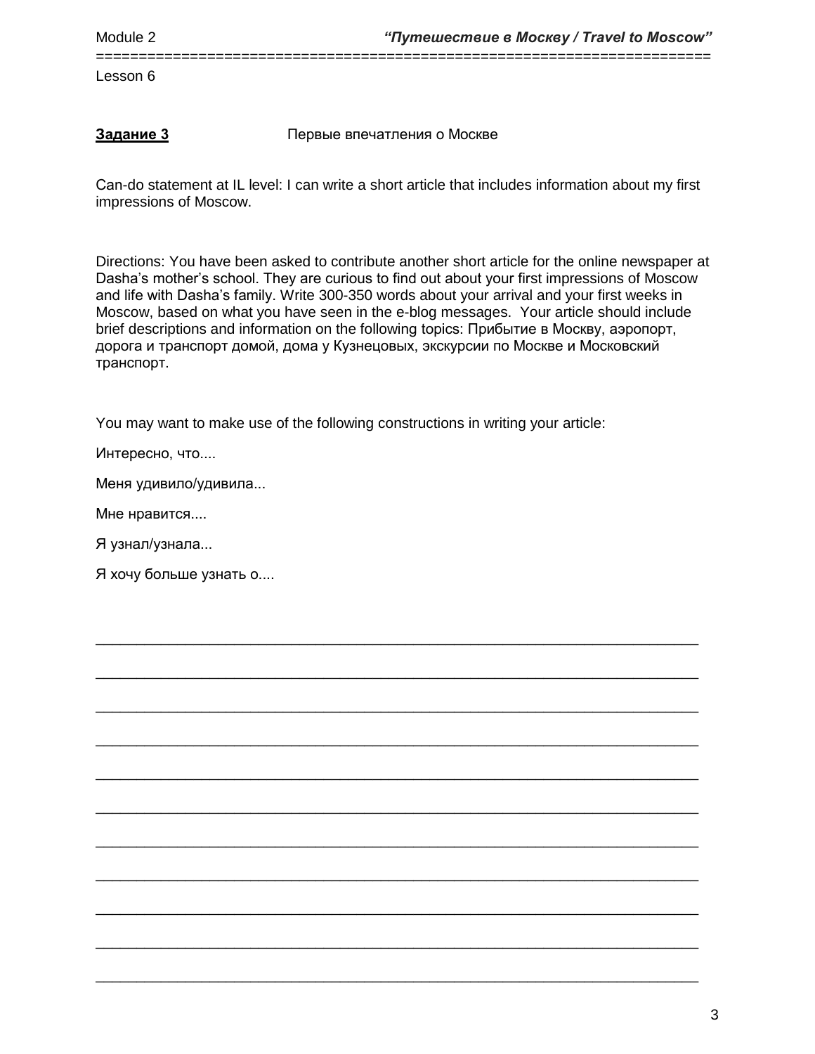Lesson 6

**Задание 3** Первые впечатления о Москве

Can-do statement at IL level: I can write a short article that includes information about my first impressions of Moscow.

Directions: You have been asked to contribute another short article for the online newspaper at Dasha's mother's school. They are curious to find out about your first impressions of Moscow and life with Dasha's family. Write 300-350 words about your arrival and your first weeks in Moscow, based on what you have seen in the e-blog messages. Your article should include brief descriptions and information on the following topics: Прибытие в Москву, аэропорт, дорога и транспорт домой, дома у Кузнецовых, экскурсии по Москве и Московский транспорт.

You may want to make use of the following constructions in writing your article:

Интересно, что....

Меня удивило/удивила...

Мне нравится....

Я узнал/узнала...

Я хочу больше узнать о....

___________________________________________________________________________

___________________________________________________________________________

___________________________________________________________________________

___________________________________________________________________________

___________________________________________________________________________

___________________________________________________________________________

___________________________________________________________________________

___________________________________________________________________________

___________________________________________________________________________

___________________________________________________________________________

___________________________________________________________________________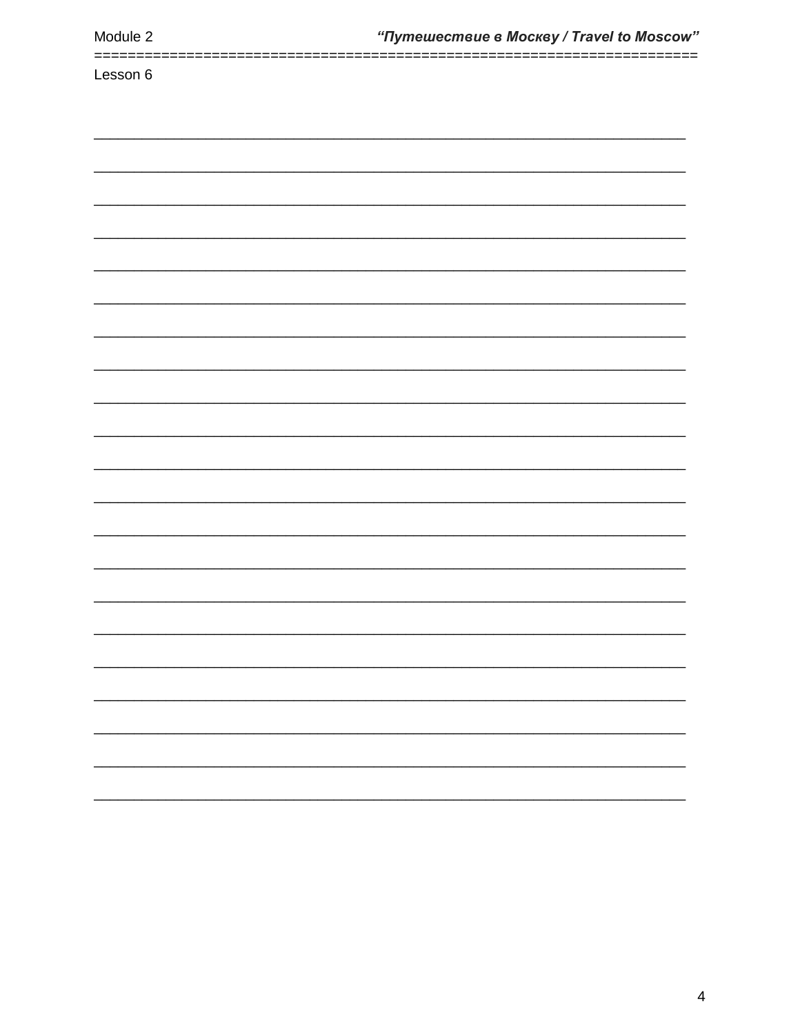Lesson 6

________________________________________________________________________

________________________________________________________________________

________________________________________________________________________

________________________________________________________________________

________________________________________________________________________

________________________________________________________________________

________________________________________________________________________

________________________________________________________________________

________________________________________________________________________

________________________________________________________________________

________________________________________________________________________

________________________________________________________________________

________________________________________________________________________

________________________________________________________________________

________________________________________________________________________

________________________________________________________________________

________________________________________________________________________

________________________________________________________________________

________________________________________________________________________

________________________________________________________________________

________________________________________________________________________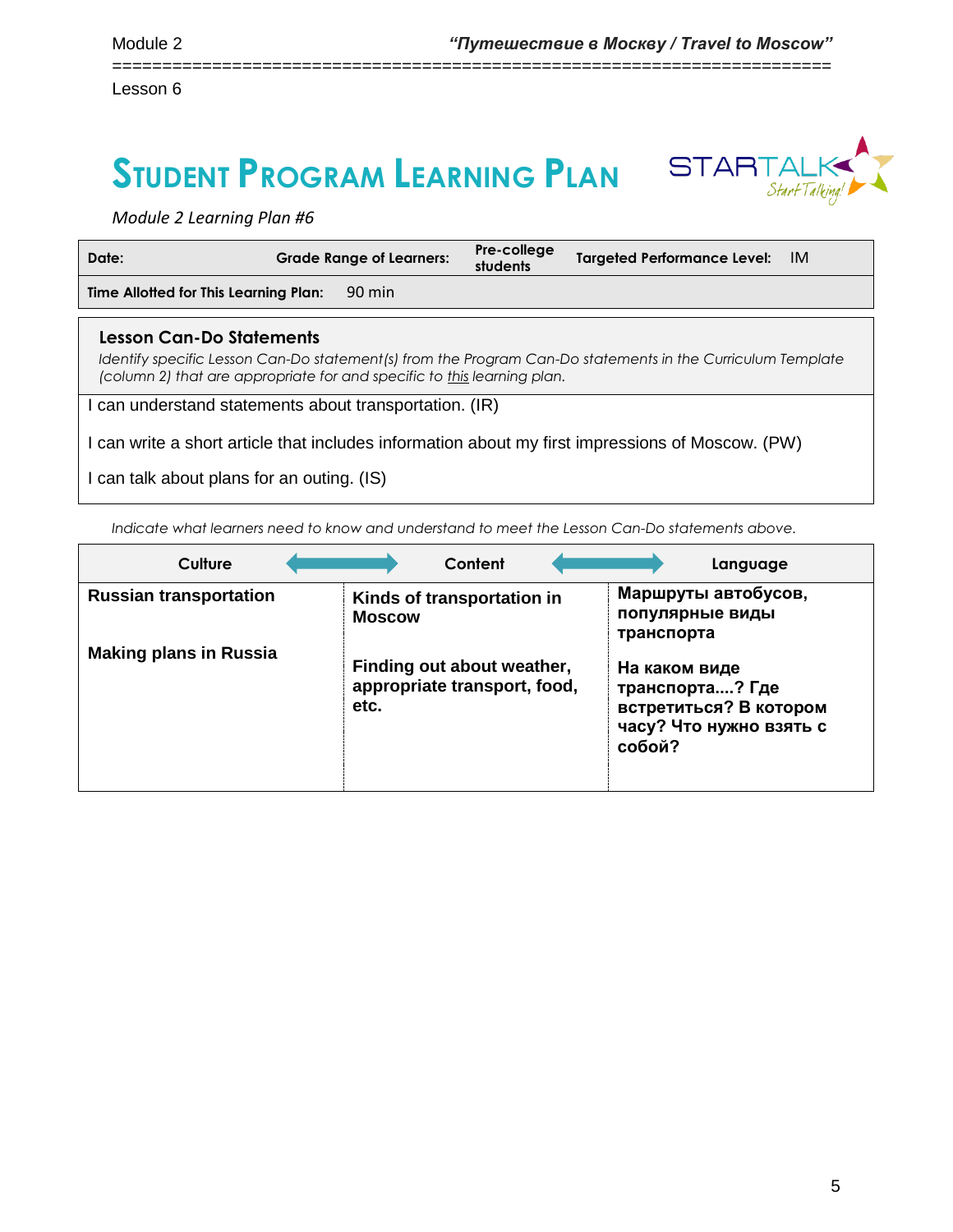Lesson 6

# STUDENT PROGRAM LEARNING PLAN

*Module 2 Learning Plan #6*

| | | | | | |
|---|---|---|---|---|---|
| **Date:** | **Grade Range of Learners:** | **Pre-college students** | **Targeted Performance Level:** | IM | |
| **Time Allotted for This Learning Plan:** | 90 min | | | | |

## Lesson Can-Do Statements

*Identify specific Lesson Can-Do statement(s) from the Program Can-Do statements in the Curriculum Template (column 2) that are appropriate for and specific to this learning plan.*

I can understand statements about transportation. (IR)

I can write a short article that includes information about my first impressions of Moscow. (PW)

I can talk about plans for an outing. (IS)

*Indicate what learners need to know and understand to meet the Lesson Can-Do statements above.*

| Culture | Content | Language |
|---|---|---|
| **Russian transportation**<br><br>**Making plans in Russia** | **Kinds of transportation in Moscow**<br><br>**Finding out about weather, appropriate transport, food, etc.** | **Маршруты автобусов, популярные виды транспорта**<br><br>**На каком виде транспорта....? Где встретиться? В котором часу? Что нужно взять с собой?** |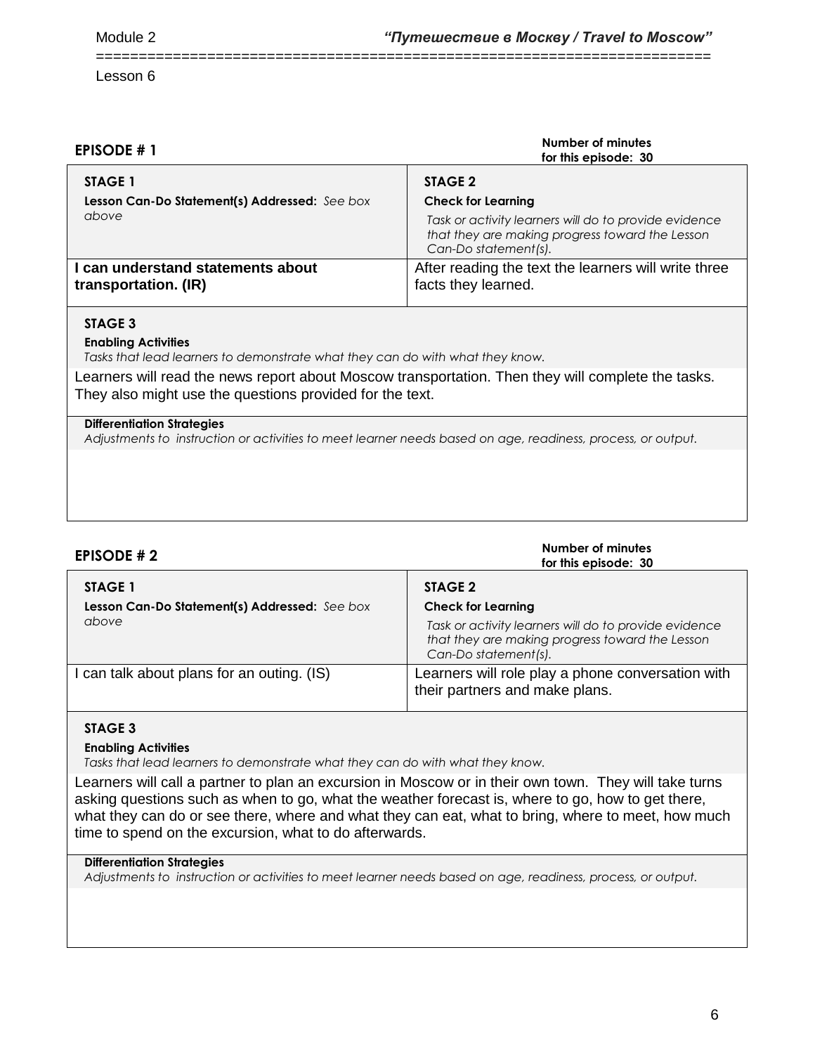Lesson 6

## EPISODE # 1

**Number of minutes for this episode: 30**

| **STAGE 1** **Lesson Can-Do Statement(s) Addressed:** *See box above* | **STAGE 2** **Check for Learning** *Task or activity learners will do to provide evidence that they are making progress toward the Lesson Can-Do statement(s).* |
|---|---|
| **I can understand statements about transportation. (IR)** | After reading the text the learners will write three facts they learned. |

**STAGE 3**

**Enabling Activities**

*Tasks that lead learners to demonstrate what they can do with what they know.*

Learners will read the news report about Moscow transportation. Then they will complete the tasks. They also might use the questions provided for the text.

**Differentiation Strategies**

*Adjustments to instruction or activities to meet learner needs based on age, readiness, process, or output.*

## EPISODE # 2

**Number of minutes for this episode: 30**

| **STAGE 1** **Lesson Can-Do Statement(s) Addressed:** *See box above* | **STAGE 2** **Check for Learning** *Task or activity learners will do to provide evidence that they are making progress toward the Lesson Can-Do statement(s).* |
|---|---|
| I can talk about plans for an outing. (IS) | Learners will role play a phone conversation with their partners and make plans. |

**STAGE 3**

**Enabling Activities**

*Tasks that lead learners to demonstrate what they can do with what they know.*

Learners will call a partner to plan an excursion in Moscow or in their own town. They will take turns asking questions such as when to go, what the weather forecast is, where to go, how to get there, what they can do or see there, where and what they can eat, what to bring, where to meet, how much time to spend on the excursion, what to do afterwards.

**Differentiation Strategies**

*Adjustments to instruction or activities to meet learner needs based on age, readiness, process, or output.*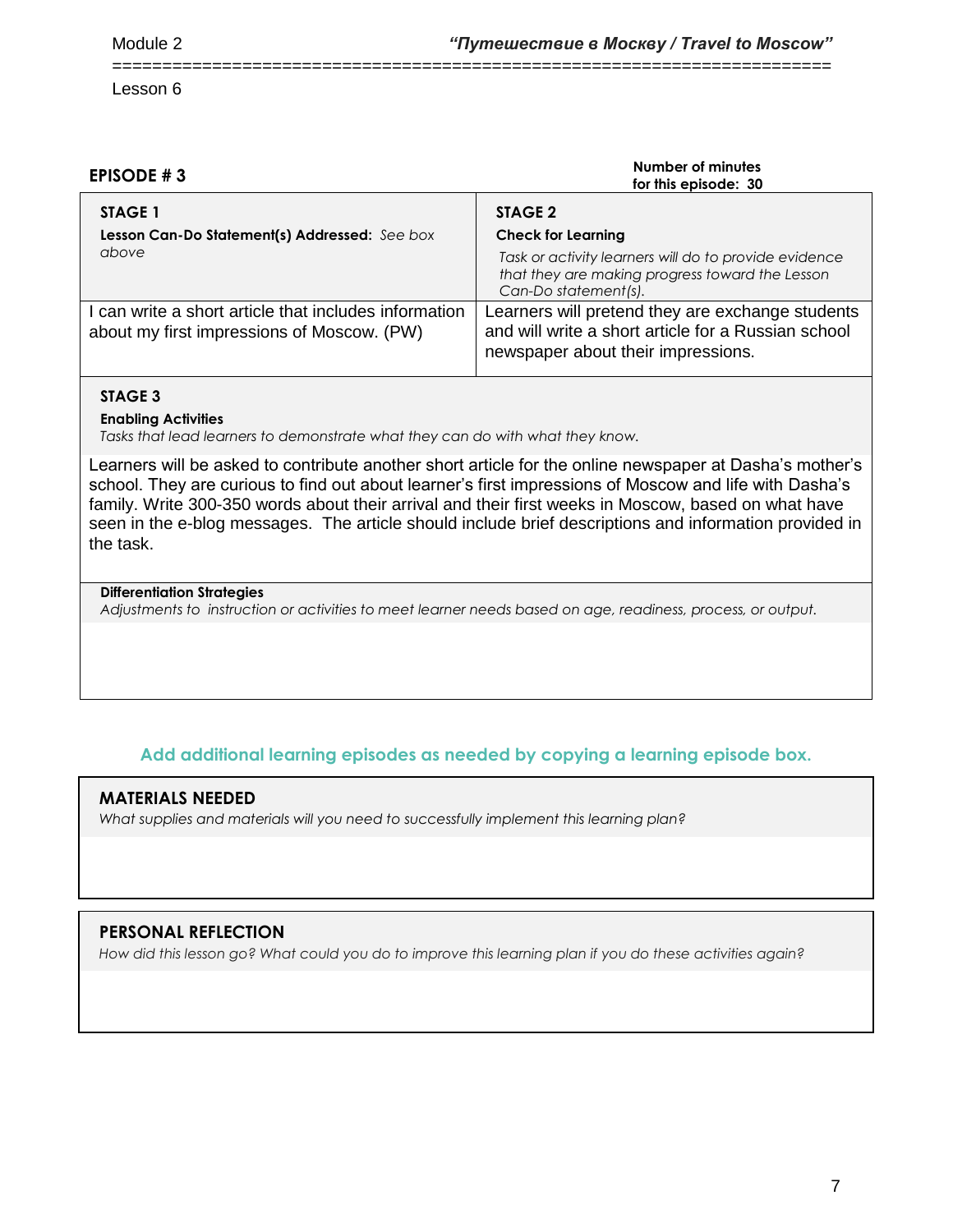Module 2 *"Путешествие в Москву / Travel to Moscow"*

Lesson 6

**EPISODE # 3**

**Number of minutes for this episode: 30**

| **STAGE 1**<br>**Lesson Can-Do Statement(s) Addressed:** *See box above* | **STAGE 2**<br>**Check for Learning**<br>*Task or activity learners will do to provide evidence that they are making progress toward the Lesson Can-Do statement(s).* |
|---|---|
| I can write a short article that includes information about my first impressions of Moscow. (PW) | Learners will pretend they are exchange students and will write a short article for a Russian school newspaper about their impressions. |

**STAGE 3**

**Enabling Activities**

*Tasks that lead learners to demonstrate what they can do with what they know.*

Learners will be asked to contribute another short article for the online newspaper at Dasha's mother's school. They are curious to find out about learner's first impressions of Moscow and life with Dasha's family. Write 300-350 words about their arrival and their first weeks in Moscow, based on what have seen in the e-blog messages. The article should include brief descriptions and information provided in the task.

**Differentiation Strategies**

*Adjustments to instruction or activities to meet learner needs based on age, readiness, process, or output.*

**Add additional learning episodes as needed by copying a learning episode box.**

## MATERIALS NEEDED

*What supplies and materials will you need to successfully implement this learning plan?*

## PERSONAL REFLECTION

*How did this lesson go? What could you do to improve this learning plan if you do these activities again?*